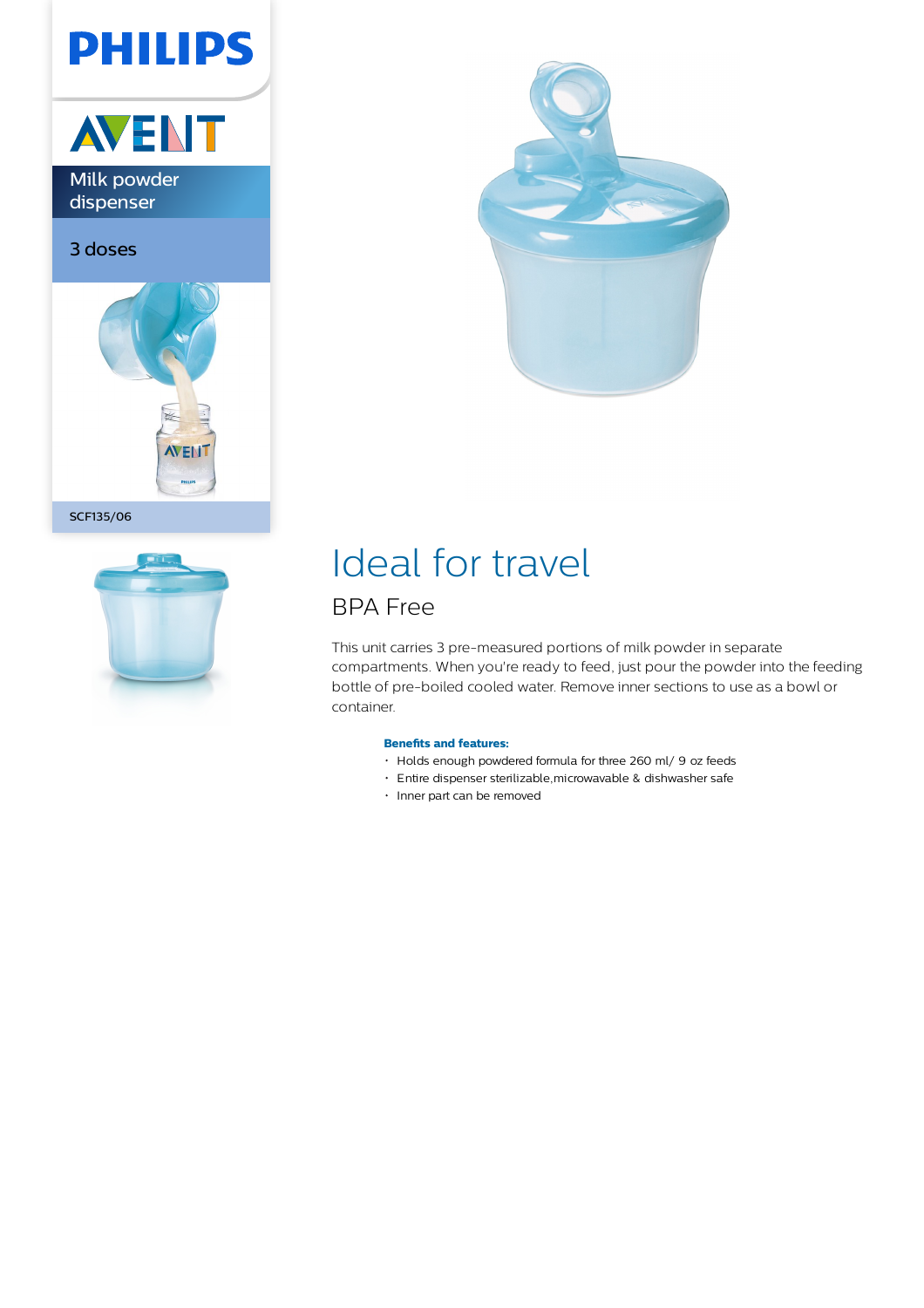PHILIPS

AVENT

Milk powder dispenser

3 doses

SCF135/06

# Ideal for travel

## BPA Free

This unit carries 3 pre-measured portions of milk powder in separate compartments. When you're ready to feed, just pour the powder into the feeding bottle of pre-boiled cooled water. Remove inner sections to use as a bowl or container.

**Benefits and features:**

- Holds enough powdered formula for three 260 ml/ 9 oz feeds
- Entire dispenser sterilizable,microwavable & dishwasher safe
- Inner part can be removed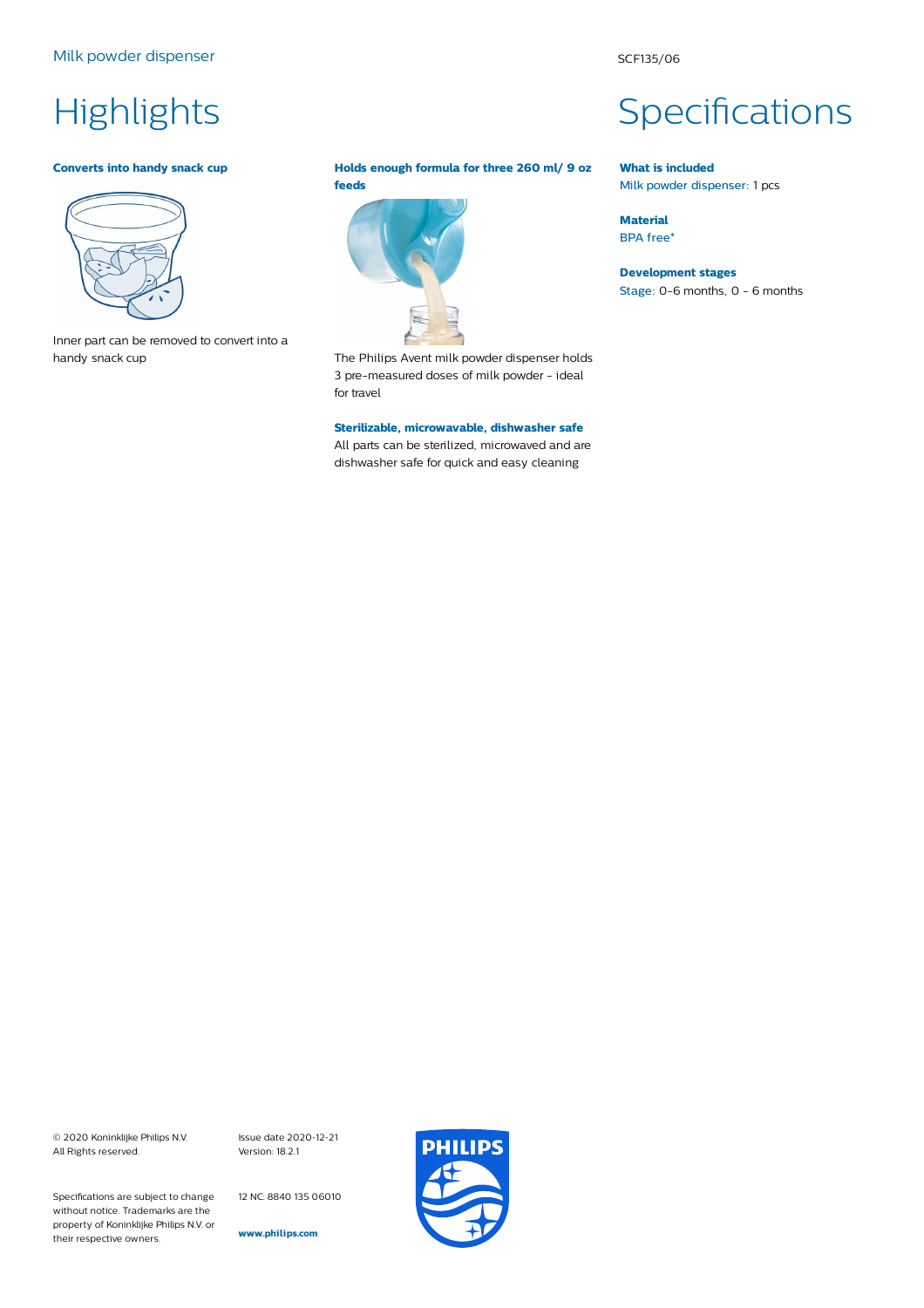Milk powder dispenser

SCF135/06

# Highlights

### Converts into handy snack cup

Inner part can be removed to convert into a handy snack cup

### Holds enough formula for three 260 ml/ 9 oz feeds

The Philips Avent milk powder dispenser holds 3 pre-measured doses of milk powder - ideal for travel

### Sterilizable, microwavable, dishwasher safe

All parts can be sterilized, microwaved and are dishwasher safe for quick and easy cleaning

# Specifications

### What is included

Milk powder dispenser: 1 pcs

### Material

BPA free*

### Development stages

Stage: 0-6 months, 0 - 6 months

© 2020 Koninklijke Philips N.V.
All Rights reserved.

Specifications are subject to change without notice. Trademarks are the property of Koninklijke Philips N.V. or their respective owners.

Issue date 2020-12-21
Version: 18.2.1

12 NC: 8840 135 06010

**www.philips.com**